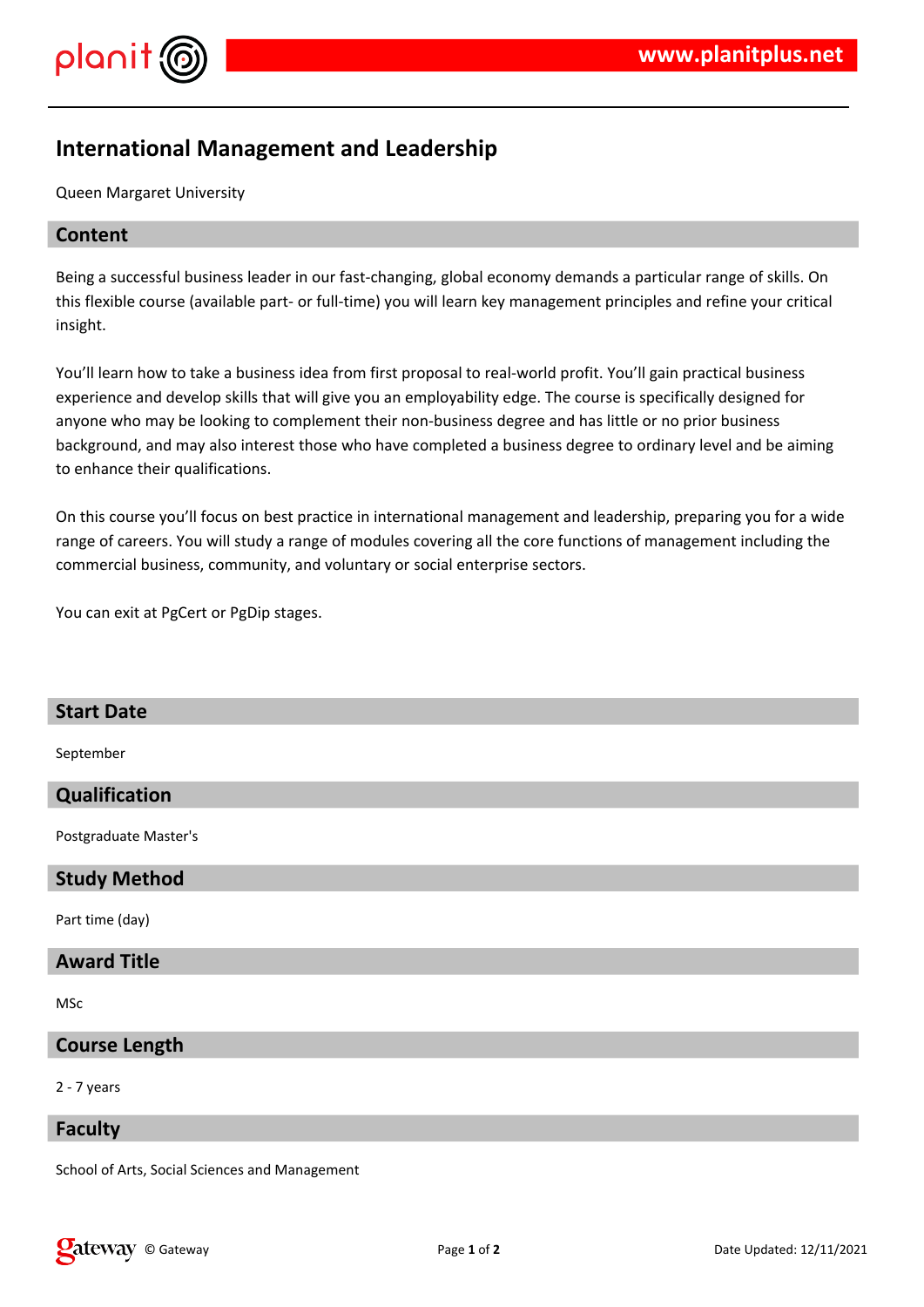# International Management and Leadership

Queen Margaret University

## Content

Being a successful business leader in our fast-changing, global economy demands a particular range of skills. On this flexible course (available part- or full-time) you will learn key management principles and refine your critical insight.

You'll learn how to take a business idea from first proposal to real-world profit. You'll gain practical business experience and develop skills that will give you an employability edge. The course is specifically designed for anyone who may be looking to complement their non-business degree and has little or no prior business background, and may also interest those who have completed a business degree to ordinary level and be aiming to enhance their qualifications.

On this course you'll focus on best practice in international management and leadership, preparing you for a wide range of careers. You will study a range of modules covering all the core functions of management including the commercial business, community, and voluntary or social enterprise sectors.

You can exit at PgCert or PgDip stages.

## Start Date

September

## Qualification

Postgraduate Master's

## Study Method

Part time (day)

## Award Title

MSc

## Course Length

2 - 7 years

## Faculty

School of Arts, Social Sciences and Management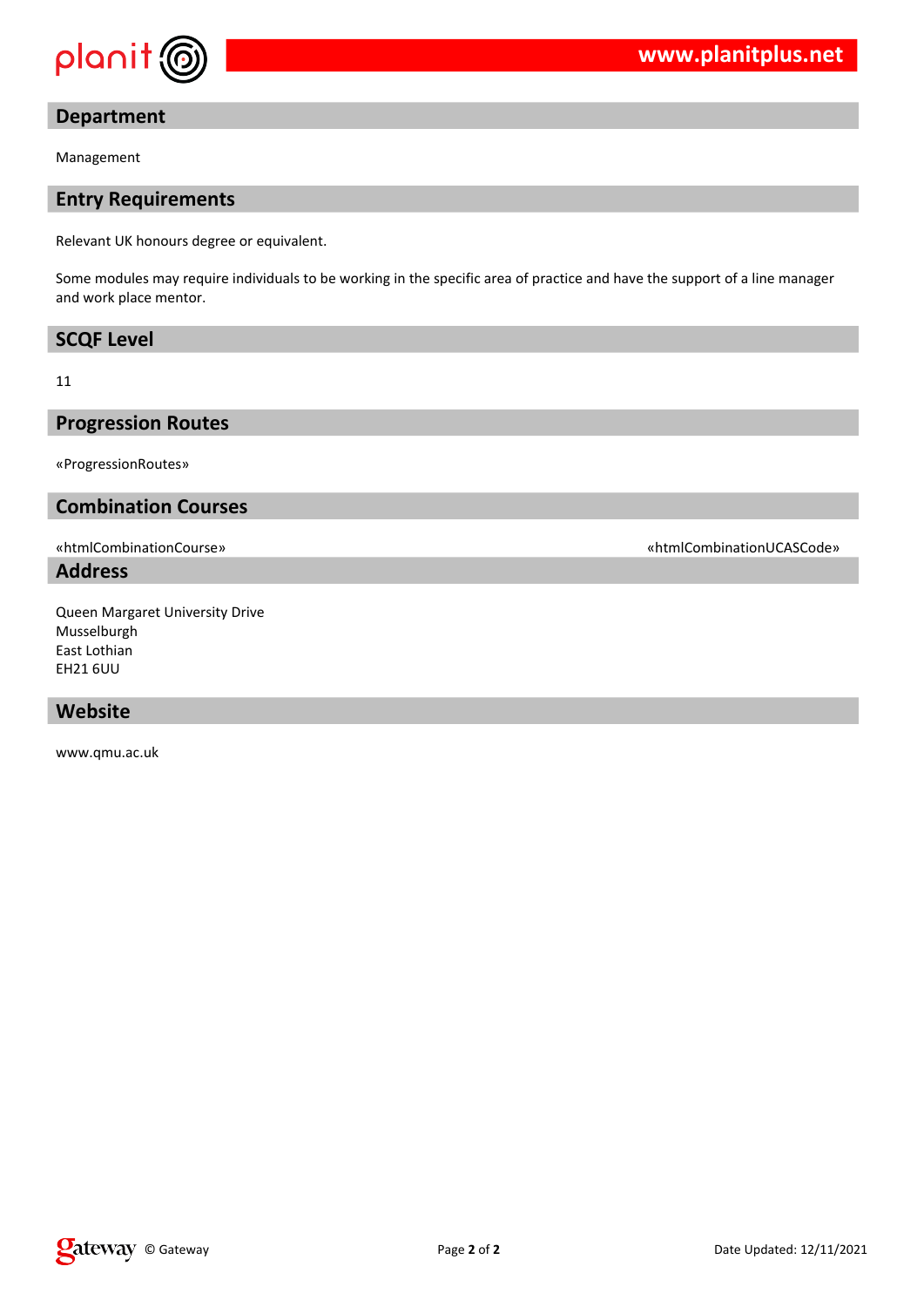## Department

Management

## Entry Requirements

Relevant UK honours degree or equivalent.

Some modules may require individuals to be working in the specific area of practice and have the support of a line manager and work place mentor.

## SCQF Level

11

## Progression Routes

«ProgressionRoutes»

## Combination Courses

«htmlCombinationCourse» «htmlCombinationUCASCode»

## Address

Queen Margaret University Drive
Musselburgh
East Lothian
EH21 6UU

## Website

www.qmu.ac.uk